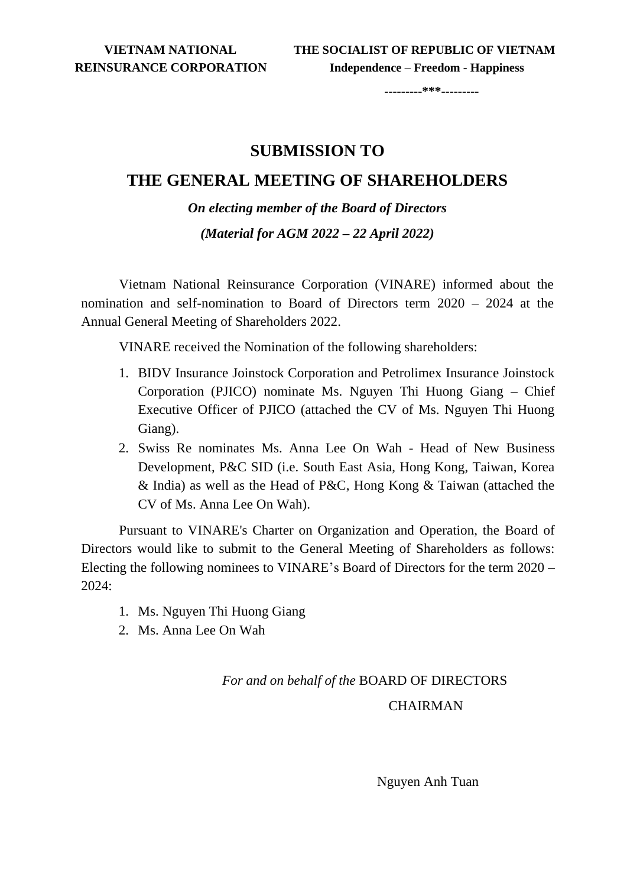**VIETNAM NATIONAL REINSURANCE CORPORATION**

**THE SOCIALIST OF REPUBLIC OF VIETNAM**
**Independence – Freedom - Happiness**

**---------***---------**

# SUBMISSION TO
# THE GENERAL MEETING OF SHAREHOLDERS

***On electing member of the Board of Directors***

***(Material for AGM 2022 – 22 April 2022)***

Vietnam National Reinsurance Corporation (VINARE) informed about the nomination and self-nomination to Board of Directors term 2020 – 2024 at the Annual General Meeting of Shareholders 2022.

VINARE received the Nomination of the following shareholders:

1. BIDV Insurance Joinstock Corporation and Petrolimex Insurance Joinstock Corporation (PJICO) nominate Ms. Nguyen Thi Huong Giang – Chief Executive Officer of PJICO (attached the CV of Ms. Nguyen Thi Huong Giang).
2. Swiss Re nominates Ms. Anna Lee On Wah - Head of New Business Development, P&C SID (i.e. South East Asia, Hong Kong, Taiwan, Korea & India) as well as the Head of P&C, Hong Kong & Taiwan (attached the CV of Ms. Anna Lee On Wah).

Pursuant to VINARE's Charter on Organization and Operation, the Board of Directors would like to submit to the General Meeting of Shareholders as follows: Electing the following nominees to VINARE's Board of Directors for the term 2020 – 2024:

1. Ms. Nguyen Thi Huong Giang
2. Ms. Anna Lee On Wah

*For and on behalf of the* BOARD OF DIRECTORS

CHAIRMAN

Nguyen Anh Tuan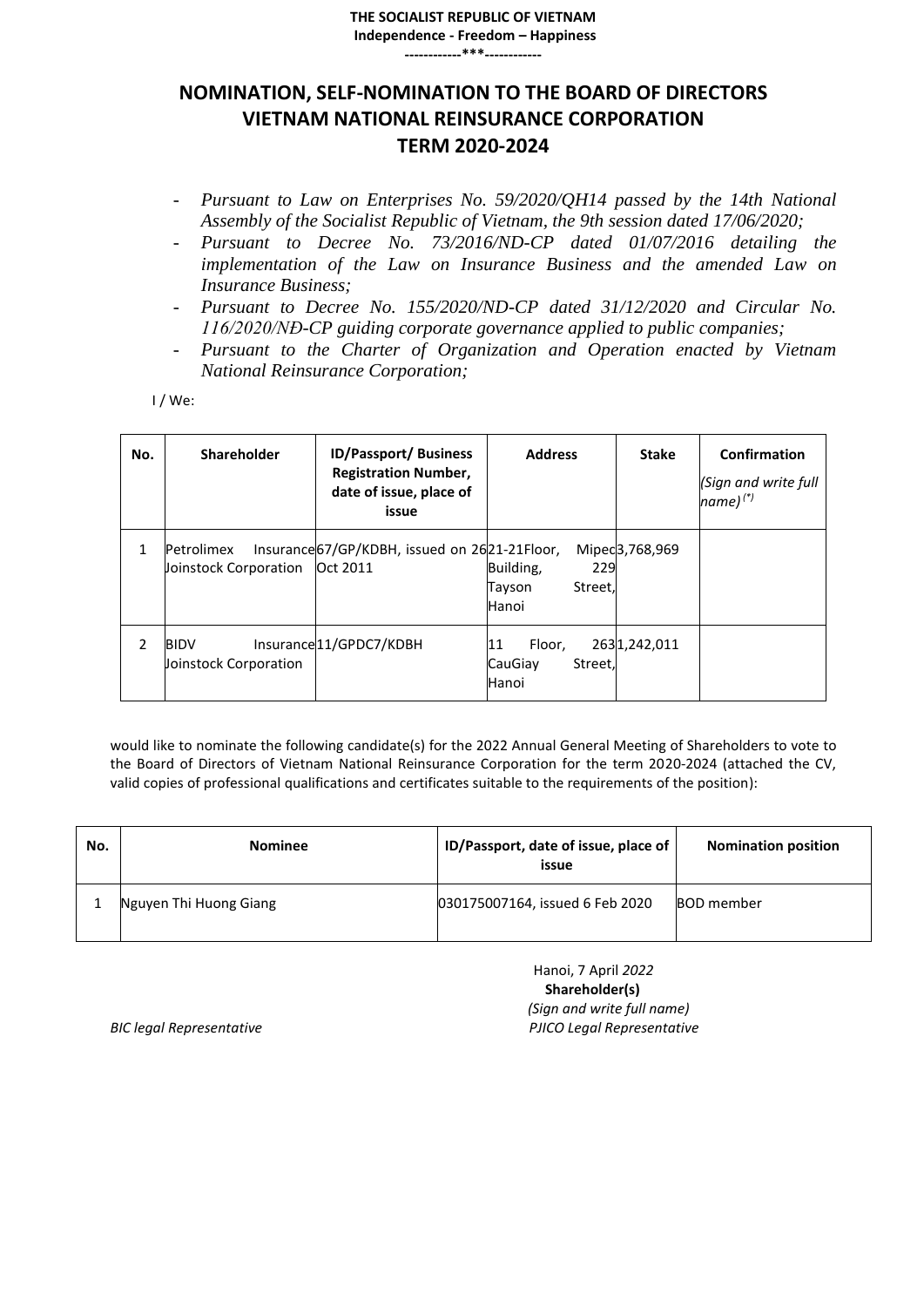**THE SOCIALIST REPUBLIC OF VIETNAM**
**Independence - Freedom – Happiness**
------------***------------

# NOMINATION, SELF-NOMINATION TO THE BOARD OF DIRECTORS VIETNAM NATIONAL REINSURANCE CORPORATION TERM 2020-2024

- *Pursuant to Law on Enterprises No. 59/2020/QH14 passed by the 14th National Assembly of the Socialist Republic of Vietnam, the 9th session dated 17/06/2020;*
- *Pursuant to Decree No. 73/2016/ND-CP dated 01/07/2016 detailing the implementation of the Law on Insurance Business and the amended Law on Insurance Business;*
- *Pursuant to Decree No. 155/2020/ND-CP dated 31/12/2020 and Circular No. 116/2020/NĐ-CP guiding corporate governance applied to public companies;*
- *Pursuant to the Charter of Organization and Operation enacted by Vietnam National Reinsurance Corporation;*

I / We:

| No. | Shareholder | ID/Passport/ Business Registration Number, date of issue, place of issue | Address | Stake | Confirmation *(Sign and write full name)* (*) |
|---|---|---|---|---|---|
| 1 | Petrolimex Insurance Joinstock Corporation | 67/GP/KDBH, issued on 26 Oct 2011 | 21-21Floor, Mipec Building, 229 Tayson Street, Hanoi | 3,768,969 | |
| 2 | BIDV Insurance Joinstock Corporation | 11/GPDC7/KDBH | 11 Floor, 263 CauGiay Street, Hanoi | 1,242,011 | |

would like to nominate the following candidate(s) for the 2022 Annual General Meeting of Shareholders to vote to the Board of Directors of Vietnam National Reinsurance Corporation for the term 2020-2024 (attached the CV, valid copies of professional qualifications and certificates suitable to the requirements of the position):

| No. | Nominee | ID/Passport, date of issue, place of issue | Nomination position |
|---|---|---|---|
| 1 | Nguyen Thi Huong Giang | 030175007164, issued 6 Feb 2020 | BOD member |

Hanoi, 7 April *2022*
**Shareholder(s)**
*(Sign and write full name)*

*BIC legal Representative*

*PJICO Legal Representative*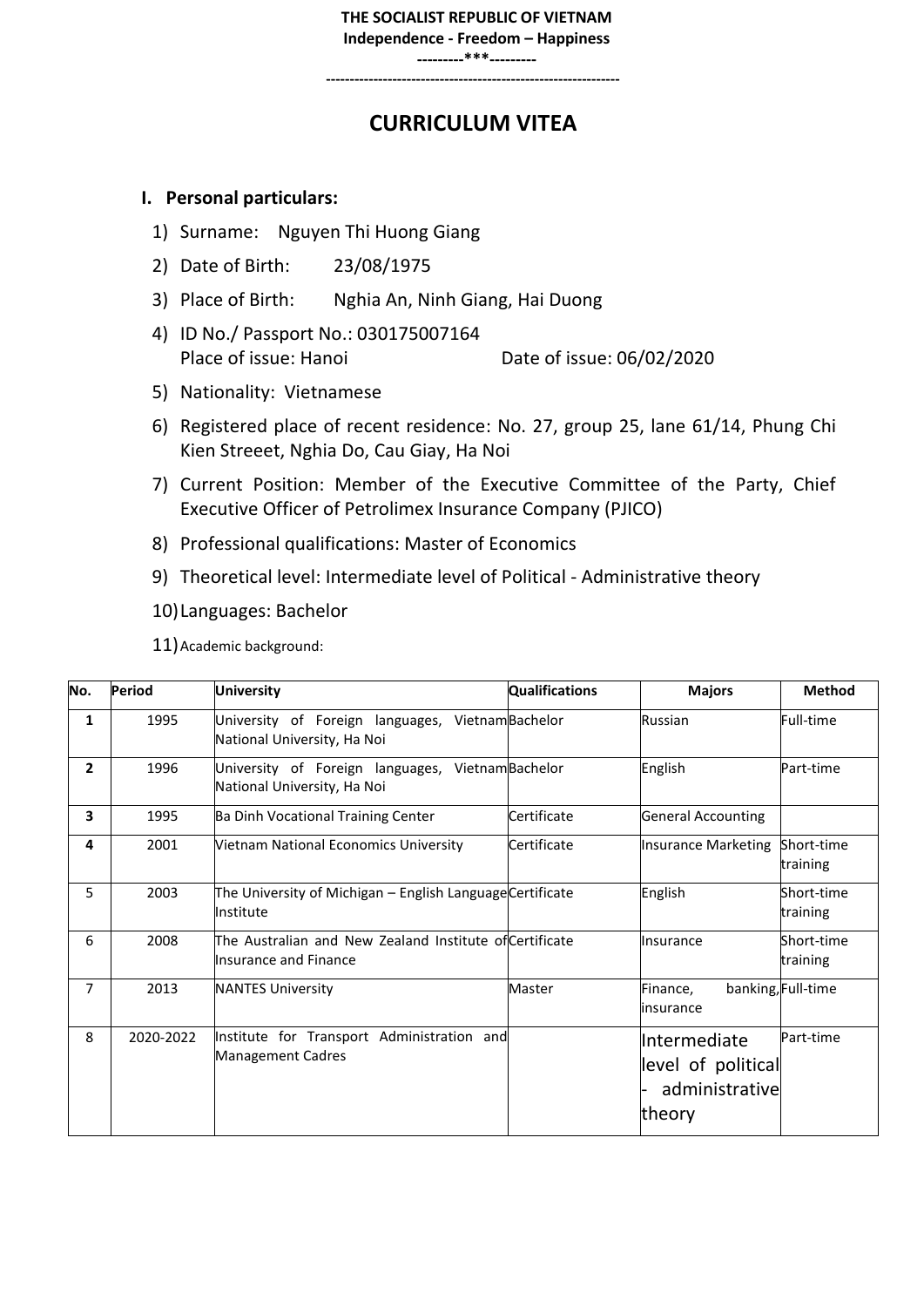**THE SOCIALIST REPUBLIC OF VIETNAM**
**Independence - Freedom – Happiness**
---------***---------

# CURRICULUM VITEA

## I. Personal particulars:

1) Surname: Nguyen Thi Huong Giang
2) Date of Birth: 23/08/1975
3) Place of Birth: Nghia An, Ninh Giang, Hai Duong
4) ID No./ Passport No.: 030175007164
   Place of issue: Hanoi Date of issue: 06/02/2020
5) Nationality: Vietnamese
6) Registered place of recent residence: No. 27, group 25, lane 61/14, Phung Chi Kien Streeet, Nghia Do, Cau Giay, Ha Noi
7) Current Position: Member of the Executive Committee of the Party, Chief Executive Officer of Petrolimex Insurance Company (PJICO)
8) Professional qualifications: Master of Economics
9) Theoretical level: Intermediate level of Political - Administrative theory
10) Languages: Bachelor
11) Academic background:

| No. | Period | University | Qualifications | Majors | Method |
|---|---|---|---|---|---|
| **1** | 1995 | University of Foreign languages, Vietnam National University, Ha Noi | Bachelor | Russian | Full-time |
| **2** | 1996 | University of Foreign languages, Vietnam National University, Ha Noi | Bachelor | English | Part-time |
| **3** | 1995 | Ba Dinh Vocational Training Center | Certificate | General Accounting | |
| **4** | 2001 | Vietnam National Economics University | Certificate | Insurance Marketing | Short-time training |
| 5 | 2003 | The University of Michigan – English Language Institute | Certificate | English | Short-time training |
| 6 | 2008 | The Australian and New Zealand Institute of Insurance and Finance | Certificate | Insurance | Short-time training |
| 7 | 2013 | NANTES University | Master | Finance, banking, insurance | Full-time |
| 8 | 2020-2022 | Institute for Transport Administration and Management Cadres | | Intermediate level of political - administrative theory | Part-time |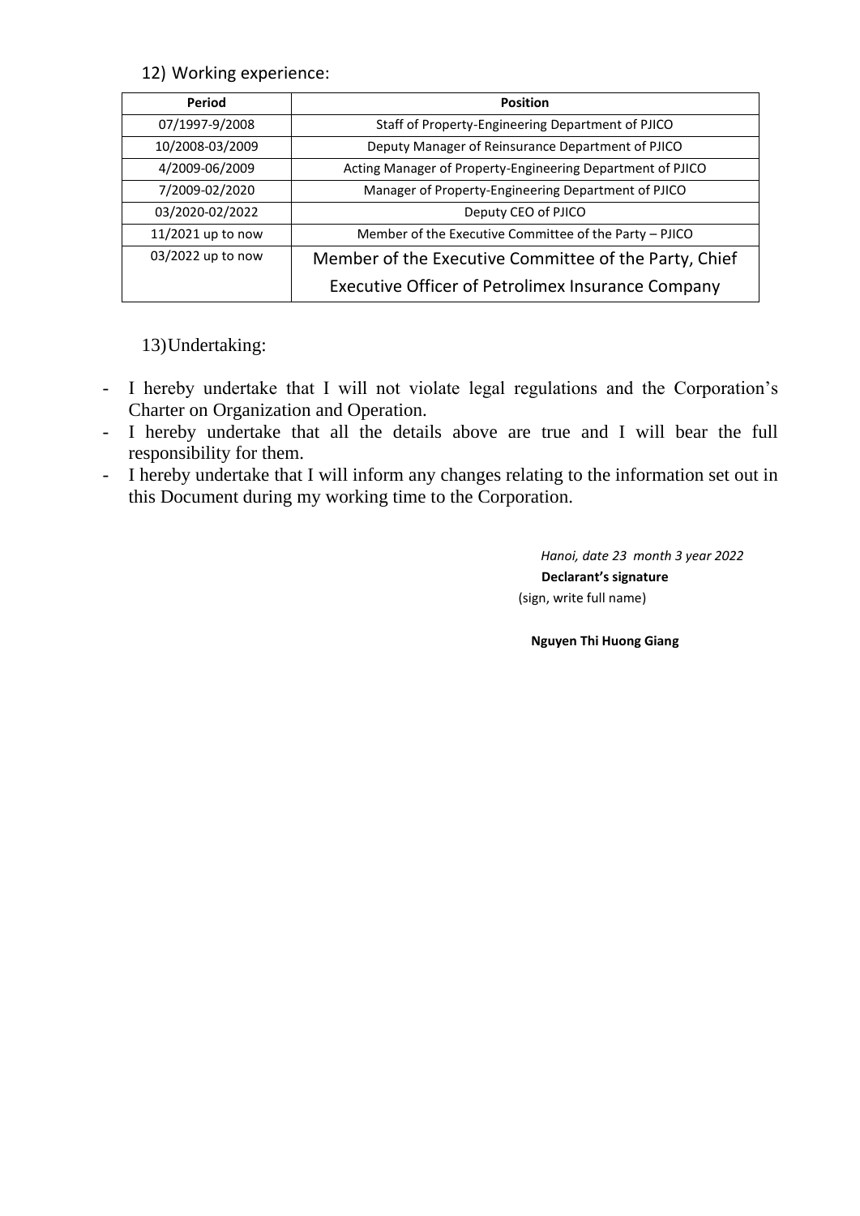12) Working experience:

| Period | Position |
|---|---|
| 07/1997-9/2008 | Staff of Property-Engineering Department of PJICO |
| 10/2008-03/2009 | Deputy Manager of Reinsurance Department of PJICO |
| 4/2009-06/2009 | Acting Manager of Property-Engineering Department of PJICO |
| 7/2009-02/2020 | Manager of Property-Engineering Department of PJICO |
| 03/2020-02/2022 | Deputy CEO of PJICO |
| 11/2021 up to now | Member of the Executive Committee of the Party – PJICO |
| 03/2022 up to now | Member of the Executive Committee of the Party, Chief Executive Officer of Petrolimex Insurance Company |

13) Undertaking:

- I hereby undertake that I will not violate legal regulations and the Corporation's Charter on Organization and Operation.
- I hereby undertake that all the details above are true and I will bear the full responsibility for them.
- I hereby undertake that I will inform any changes relating to the information set out in this Document during my working time to the Corporation.

*Hanoi, date 23 month 3 year 2022*

**Declarant's signature**

(sign, write full name)

**Nguyen Thi Huong Giang**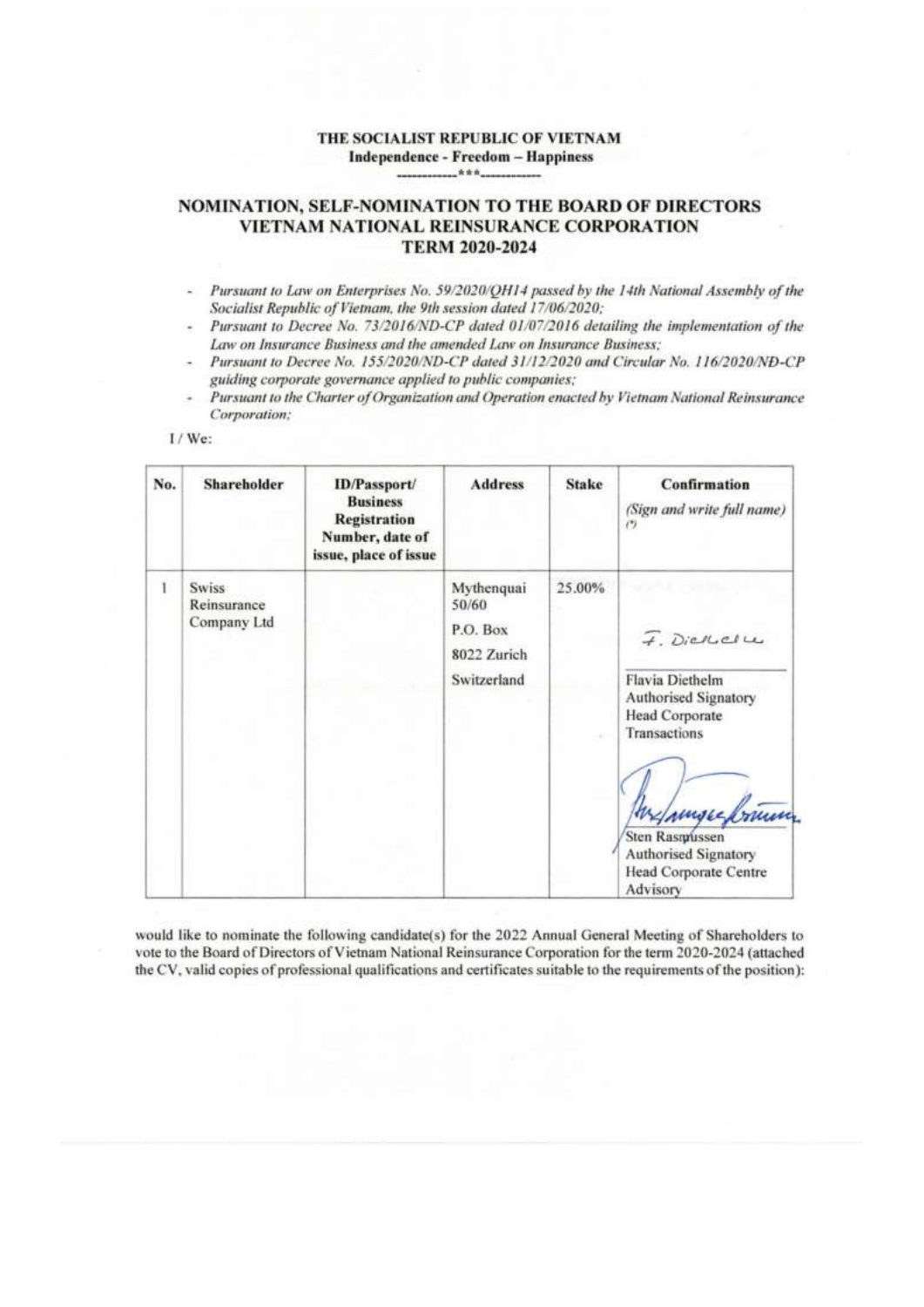**THE SOCIALIST REPUBLIC OF VIETNAM**
**Independence - Freedom – Happiness**
------------***------------

## NOMINATION, SELF-NOMINATION TO THE BOARD OF DIRECTORS VIETNAM NATIONAL REINSURANCE CORPORATION TERM 2020-2024

- *Pursuant to Law on Enterprises No. 59/2020/QH14 passed by the 14th National Assembly of the Socialist Republic of Vietnam, the 9th session dated 17/06/2020;*
- *Pursuant to Decree No. 73/2016/ND-CP dated 01/07/2016 detailing the implementation of the Law on Insurance Business and the amended Law on Insurance Business;*
- *Pursuant to Decree No. 155/2020/ND-CP dated 31/12/2020 and Circular No. 116/2020/NĐ-CP guiding corporate governance applied to public companies;*
- *Pursuant to the Charter of Organization and Operation enacted by Vietnam National Reinsurance Corporation;*

I / We:

| No. | Shareholder | ID/Passport/ Business Registration Number, date of issue, place of issue | Address | Stake | Confirmation *(Sign and write full name)* (*) |
|---|---|---|---|---|---|
| 1 | Swiss Reinsurance Company Ltd | | Mythenquai 50/60 P.O. Box 8022 Zurich Switzerland | 25.00% | F. Diethelm<br>Flavia Diethelm Authorised Signatory Head Corporate Transactions<br><br>Sten Rasmussen Authorised Signatory Head Corporate Centre Advisory |

would like to nominate the following candidate(s) for the 2022 Annual General Meeting of Shareholders to vote to the Board of Directors of Vietnam National Reinsurance Corporation for the term 2020-2024 (attached the CV, valid copies of professional qualifications and certificates suitable to the requirements of the position):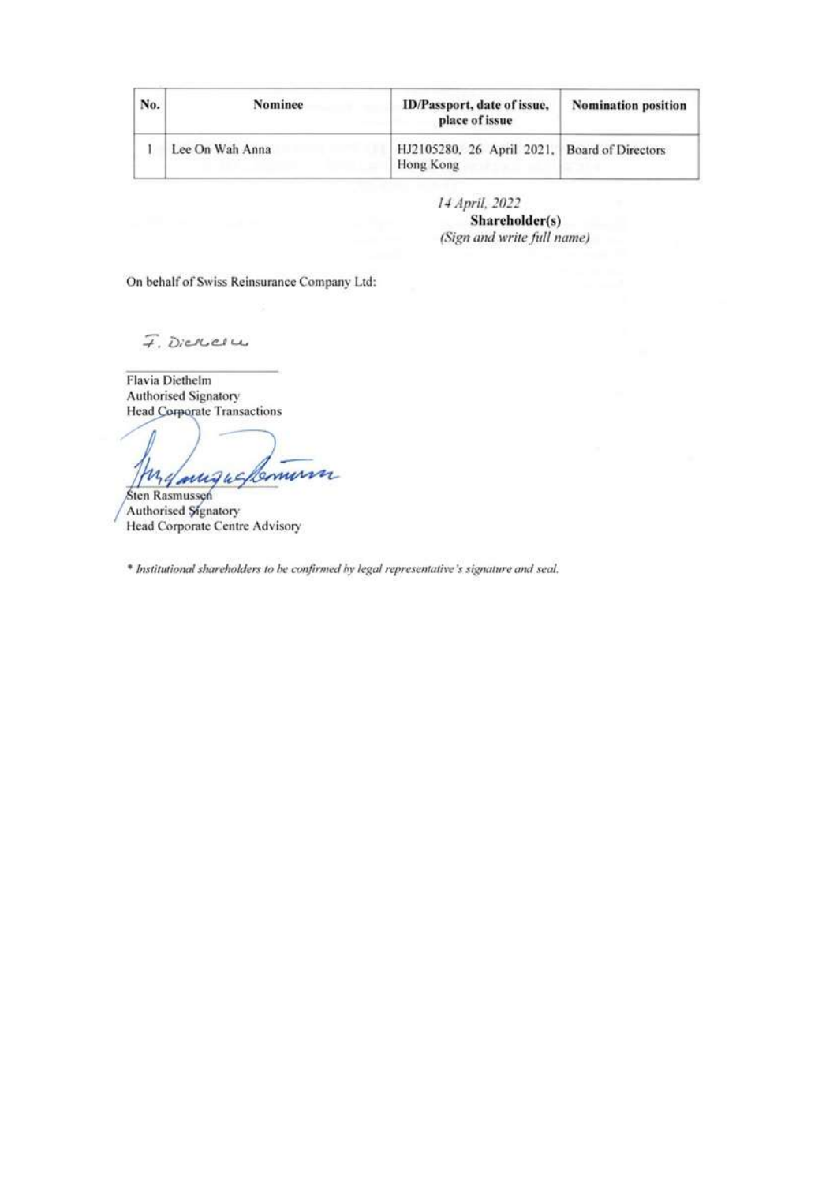| No. | Nominee | ID/Passport, date of issue, place of issue | Nomination position |
|---|---|---|---|
| 1 | Lee On Wah Anna | HJ2105280, 26 April 2021, Hong Kong | Board of Directors |

*14 April, 2022*

**Shareholder(s)**

*(Sign and write full name)*

On behalf of Swiss Reinsurance Company Ltd:

F. Diethelm

Flavia Diethelm
Authorised Signatory
Head Corporate Transactions

Sten Rasmussen
Authorised Signatory
Head Corporate Centre Advisory

* *Institutional shareholders to be confirmed by legal representative's signature and seal.*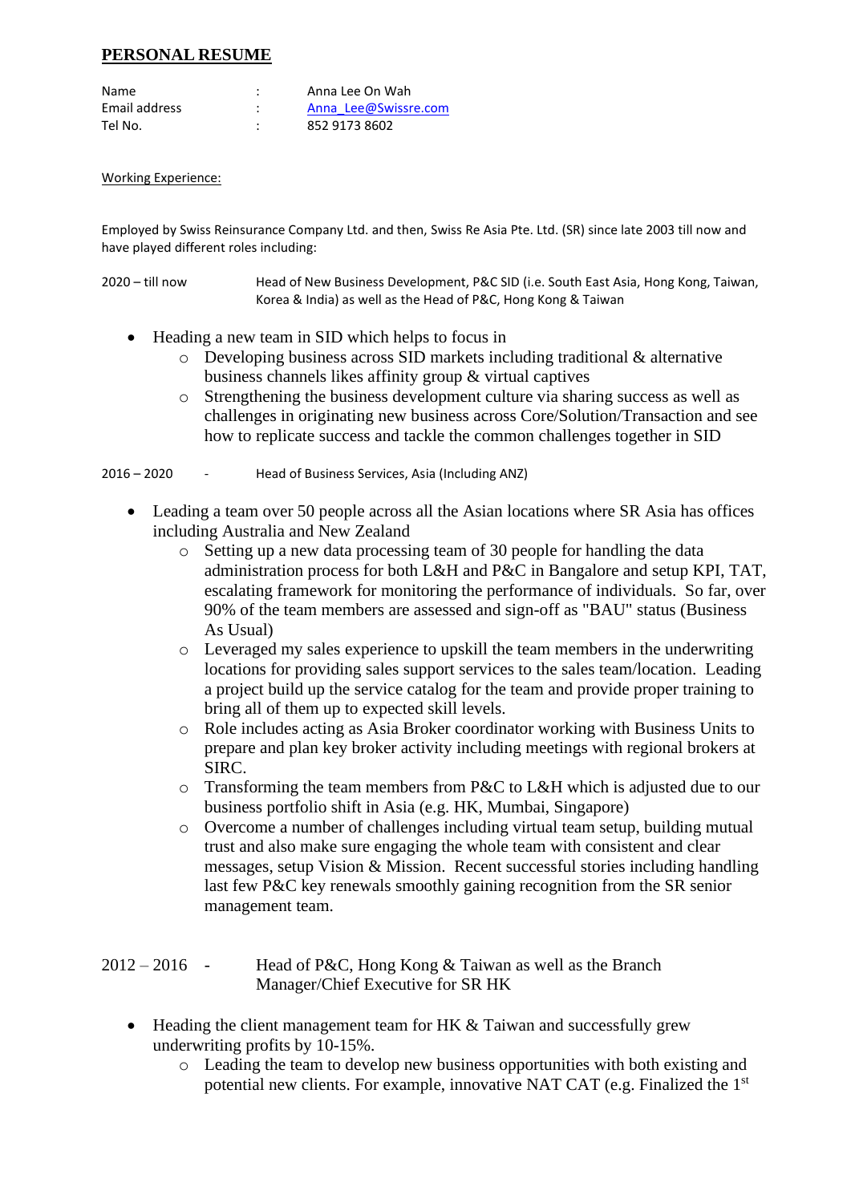## PERSONAL RESUME

| | | |
|---|---|---|
| Name | : | Anna Lee On Wah |
| Email address | : | Anna_Lee@Swissre.com |
| Tel No. | : | 852 9173 8602 |

Working Experience:

Employed by Swiss Reinsurance Company Ltd. and then, Swiss Re Asia Pte. Ltd. (SR) since late 2003 till now and have played different roles including:

2020 – till now Head of New Business Development, P&C SID (i.e. South East Asia, Hong Kong, Taiwan, Korea & India) as well as the Head of P&C, Hong Kong & Taiwan

- Heading a new team in SID which helps to focus in
  - Developing business across SID markets including traditional & alternative business channels likes affinity group & virtual captives
  - Strengthening the business development culture via sharing success as well as challenges in originating new business across Core/Solution/Transaction and see how to replicate success and tackle the common challenges together in SID

2016 – 2020 - Head of Business Services, Asia (Including ANZ)

- Leading a team over 50 people across all the Asian locations where SR Asia has offices including Australia and New Zealand
  - Setting up a new data processing team of 30 people for handling the data administration process for both L&H and P&C in Bangalore and setup KPI, TAT, escalating framework for monitoring the performance of individuals. So far, over 90% of the team members are assessed and sign-off as "BAU" status (Business As Usual)
  - Leveraged my sales experience to upskill the team members in the underwriting locations for providing sales support services to the sales team/location. Leading a project build up the service catalog for the team and provide proper training to bring all of them up to expected skill levels.
  - Role includes acting as Asia Broker coordinator working with Business Units to prepare and plan key broker activity including meetings with regional brokers at SIRC.
  - Transforming the team members from P&C to L&H which is adjusted due to our business portfolio shift in Asia (e.g. HK, Mumbai, Singapore)
  - Overcome a number of challenges including virtual team setup, building mutual trust and also make sure engaging the whole team with consistent and clear messages, setup Vision & Mission. Recent successful stories including handling last few P&C key renewals smoothly gaining recognition from the SR senior management team.

2012 – 2016 - Head of P&C, Hong Kong & Taiwan as well as the Branch Manager/Chief Executive for SR HK

- Heading the client management team for HK & Taiwan and successfully grew underwriting profits by 10-15%.
  - Leading the team to develop new business opportunities with both existing and potential new clients. For example, innovative NAT CAT (e.g. Finalized the 1st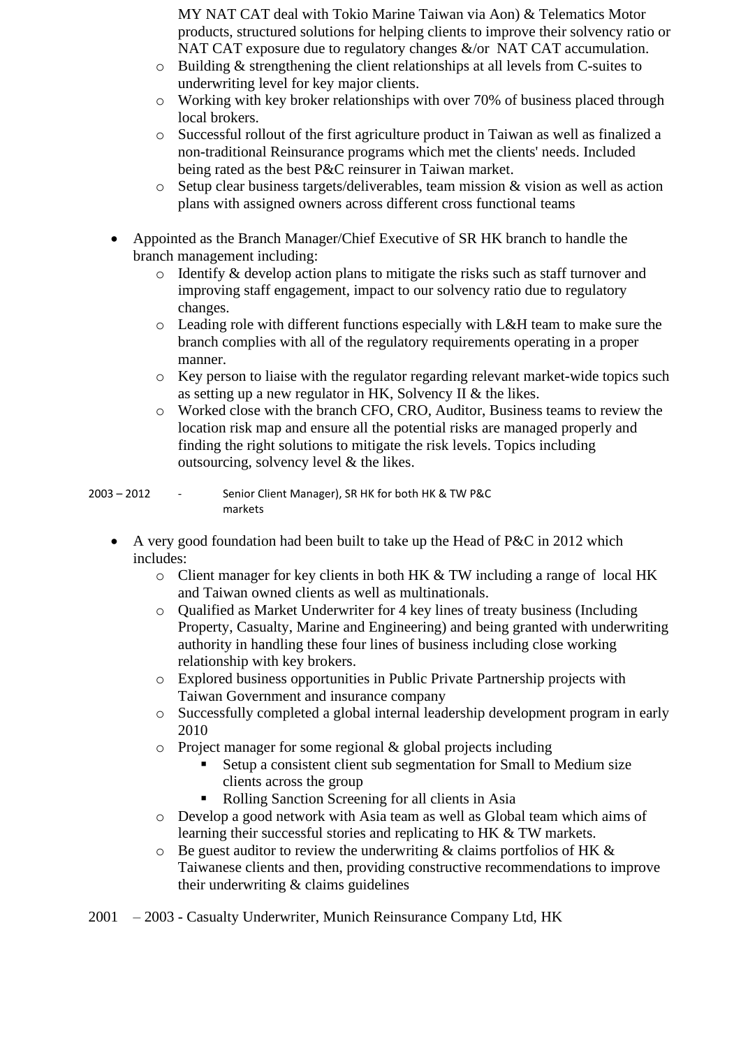MY NAT CAT deal with Tokio Marine Taiwan via Aon) & Telematics Motor products, structured solutions for helping clients to improve their solvency ratio or NAT CAT exposure due to regulatory changes &/or NAT CAT accumulation.
    - Building & strengthening the client relationships at all levels from C-suites to underwriting level for key major clients.
    - Working with key broker relationships with over 70% of business placed through local brokers.
    - Successful rollout of the first agriculture product in Taiwan as well as finalized a non-traditional Reinsurance programs which met the clients' needs. Included being rated as the best P&C reinsurer in Taiwan market.
    - Setup clear business targets/deliverables, team mission & vision as well as action plans with assigned owners across different cross functional teams

- Appointed as the Branch Manager/Chief Executive of SR HK branch to handle the branch management including:
    - Identify & develop action plans to mitigate the risks such as staff turnover and improving staff engagement, impact to our solvency ratio due to regulatory changes.
    - Leading role with different functions especially with L&H team to make sure the branch complies with all of the regulatory requirements operating in a proper manner.
    - Key person to liaise with the regulator regarding relevant market-wide topics such as setting up a new regulator in HK, Solvency II & the likes.
    - Worked close with the branch CFO, CRO, Auditor, Business teams to review the location risk map and ensure all the potential risks are managed properly and finding the right solutions to mitigate the risk levels. Topics including outsourcing, solvency level & the likes.

2003 – 2012 - Senior Client Manager), SR HK for both HK & TW P&C markets

- A very good foundation had been built to take up the Head of P&C in 2012 which includes:
    - Client manager for key clients in both HK & TW including a range of local HK and Taiwan owned clients as well as multinationals.
    - Qualified as Market Underwriter for 4 key lines of treaty business (Including Property, Casualty, Marine and Engineering) and being granted with underwriting authority in handling these four lines of business including close working relationship with key brokers.
    - Explored business opportunities in Public Private Partnership projects with Taiwan Government and insurance company
    - Successfully completed a global internal leadership development program in early 2010
    - Project manager for some regional & global projects including
        - Setup a consistent client sub segmentation for Small to Medium size clients across the group
        - Rolling Sanction Screening for all clients in Asia
    - Develop a good network with Asia team as well as Global team which aims of learning their successful stories and replicating to HK & TW markets.
    - Be guest auditor to review the underwriting & claims portfolios of HK & Taiwanese clients and then, providing constructive recommendations to improve their underwriting & claims guidelines

2001 – 2003 - Casualty Underwriter, Munich Reinsurance Company Ltd, HK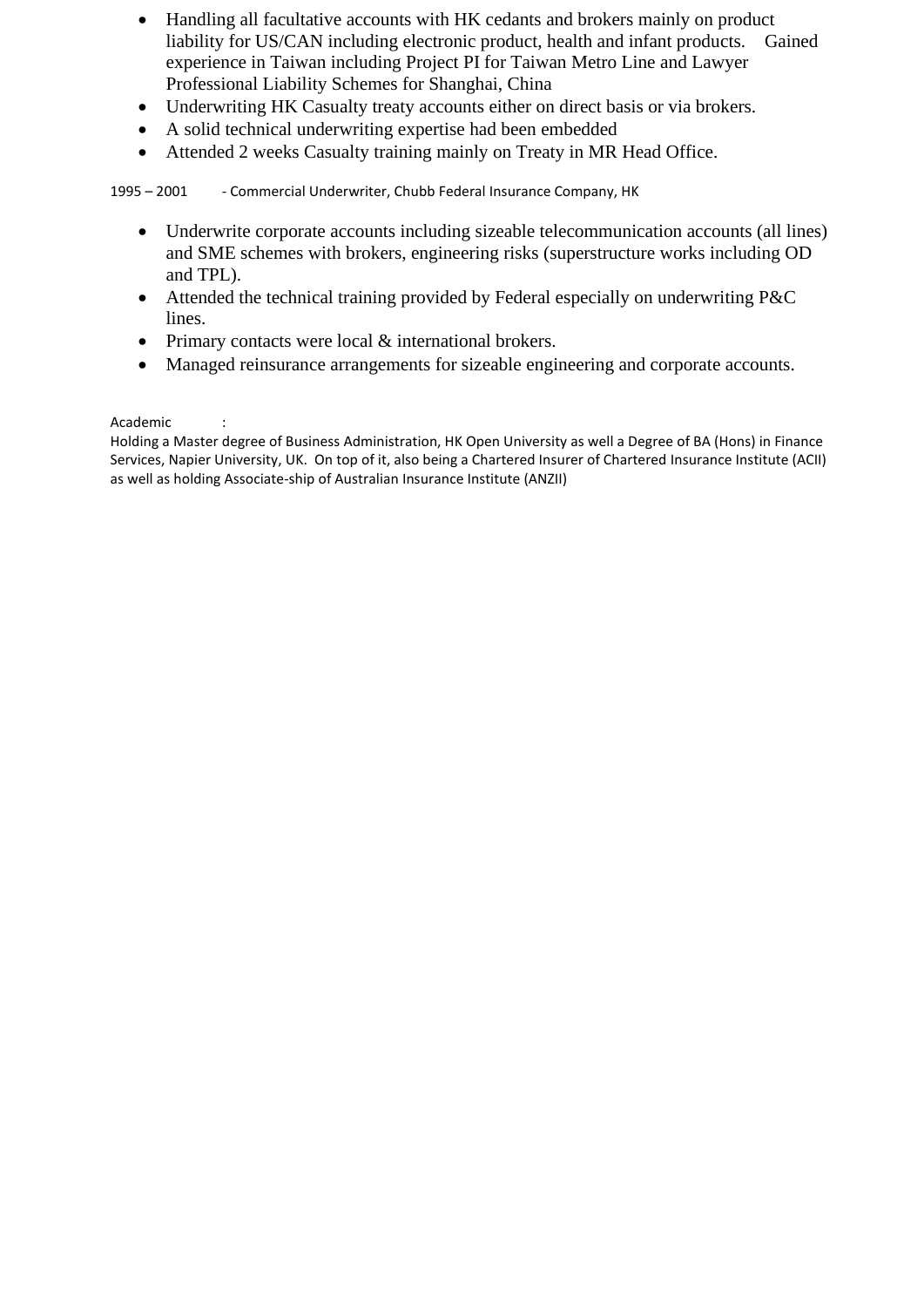- Handling all facultative accounts with HK cedants and brokers mainly on product liability for US/CAN including electronic product, health and infant products. Gained experience in Taiwan including Project PI for Taiwan Metro Line and Lawyer Professional Liability Schemes for Shanghai, China
- Underwriting HK Casualty treaty accounts either on direct basis or via brokers.
- A solid technical underwriting expertise had been embedded
- Attended 2 weeks Casualty training mainly on Treaty in MR Head Office.

1995 – 2001 - Commercial Underwriter, Chubb Federal Insurance Company, HK

- Underwrite corporate accounts including sizeable telecommunication accounts (all lines) and SME schemes with brokers, engineering risks (superstructure works including OD and TPL).
- Attended the technical training provided by Federal especially on underwriting P&C lines.
- Primary contacts were local & international brokers.
- Managed reinsurance arrangements for sizeable engineering and corporate accounts.

Academic :

Holding a Master degree of Business Administration, HK Open University as well a Degree of BA (Hons) in Finance Services, Napier University, UK. On top of it, also being a Chartered Insurer of Chartered Insurance Institute (ACII) as well as holding Associate-ship of Australian Insurance Institute (ANZII)